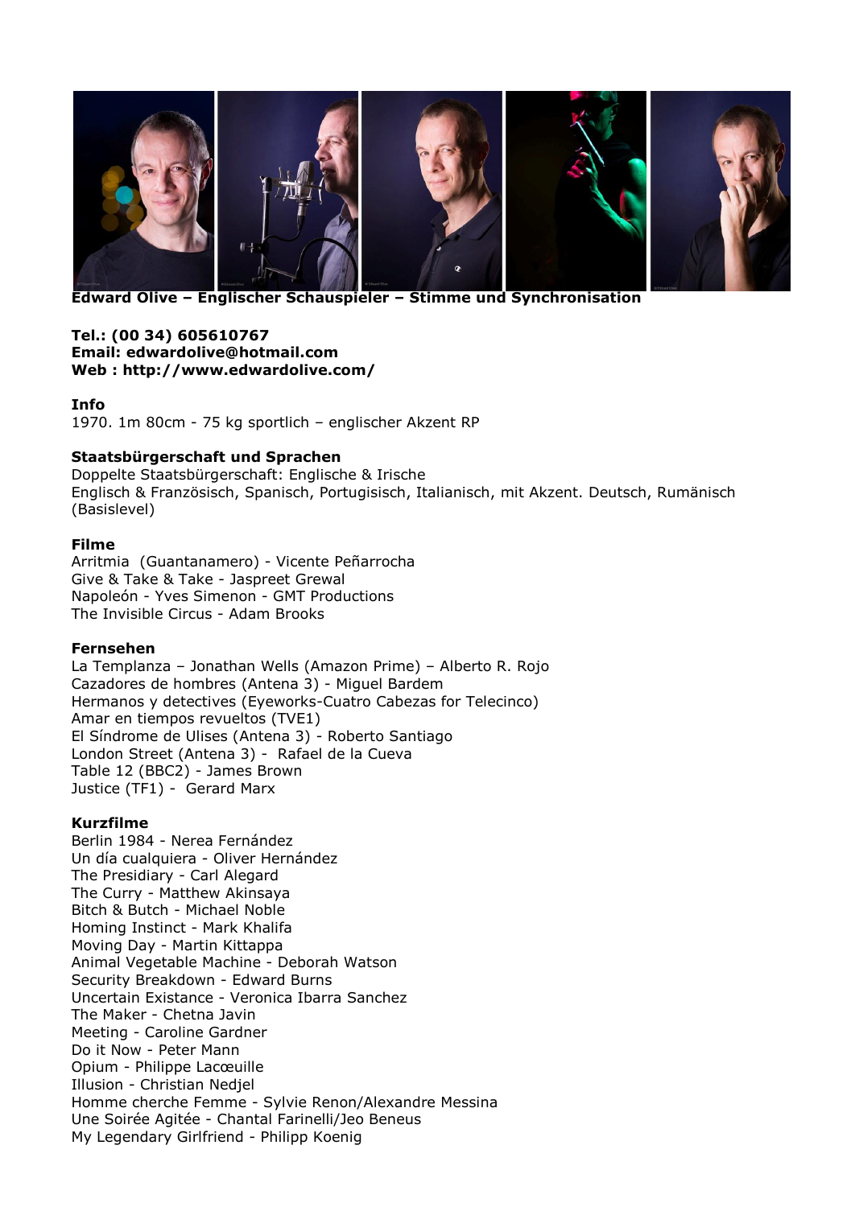**Edward Olive – Englischer Schauspieler – Stimme und Synchronisation**

**Tel.: (00 34) 605610767**
**Email: edwardolive@hotmail.com**
**Web : http://www.edwardolive.com/**

**Info**
1970. 1m 80cm - 75 kg sportlich – englischer Akzent RP

**Staatsbürgerschaft und Sprachen**
Doppelte Staatsbürgerschaft: Englische & Irische
Englisch & Französisch, Spanisch, Portugisisch, Italianisch, mit Akzent. Deutsch, Rumänisch (Basislevel)

**Filme**
Arritmia (Guantanamero) - Vicente Peñarrocha
Give & Take & Take - Jaspreet Grewal
Napoleón - Yves Simenon - GMT Productions
The Invisible Circus - Adam Brooks

**Fernsehen**
La Templanza – Jonathan Wells (Amazon Prime) – Alberto R. Rojo
Cazadores de hombres (Antena 3) - Miguel Bardem
Hermanos y detectives (Eyeworks-Cuatro Cabezas for Telecinco)
Amar en tiempos revueltos (TVE1)
El Síndrome de Ulises (Antena 3) - Roberto Santiago
London Street (Antena 3) - Rafael de la Cueva
Table 12 (BBC2) - James Brown
Justice (TF1) - Gerard Marx

**Kurzfilme**
Berlin 1984 - Nerea Fernández
Un día cualquiera - Oliver Hernández
The Presidiary - Carl Alegard
The Curry - Matthew Akinsaya
Bitch & Butch - Michael Noble
Homing Instinct - Mark Khalifa
Moving Day - Martin Kittappa
Animal Vegetable Machine - Deborah Watson
Security Breakdown - Edward Burns
Uncertain Existance - Veronica Ibarra Sanchez
The Maker - Chetna Javin
Meeting - Caroline Gardner
Do it Now - Peter Mann
Opium - Philippe Lacœuille
Illusion - Christian Nedjel
Homme cherche Femme - Sylvie Renon/Alexandre Messina
Une Soirée Agitée - Chantal Farinelli/Jeo Beneus
My Legendary Girlfriend - Philipp Koenig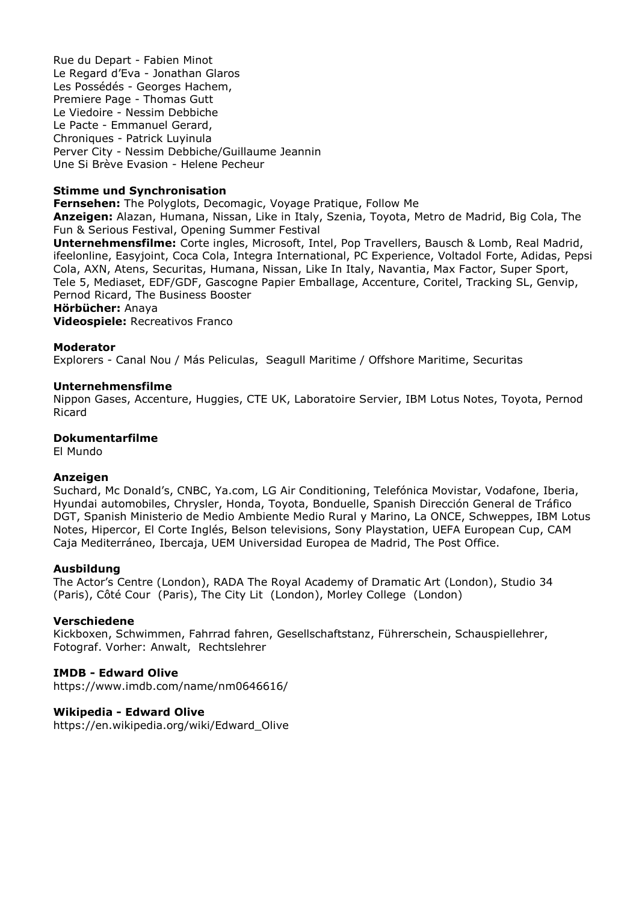Rue du Depart - Fabien Minot
Le Regard d'Eva - Jonathan Glaros
Les Possédés - Georges Hachem,
Premiere Page - Thomas Gutt
Le Viedoire - Nessim Debbiche
Le Pacte - Emmanuel Gerard,
Chroniques - Patrick Luyinula
Perver City - Nessim Debbiche/Guillaume Jeannin
Une Si Brève Evasion - Helene Pecheur

**Stimme und Synchronisation**
**Fernsehen:** The Polyglots, Decomagic, Voyage Pratique, Follow Me
**Anzeigen:** Alazan, Humana, Nissan, Like in Italy, Szenia, Toyota, Metro de Madrid, Big Cola, The Fun & Serious Festival, Opening Summer Festival
**Unternehmensfilme:** Corte ingles, Microsoft, Intel, Pop Travellers, Bausch & Lomb, Real Madrid, ifeelonline, Easyjoint, Coca Cola, Integra International, PC Experience, Voltadol Forte, Adidas, Pepsi Cola, AXN, Atens, Securitas, Humana, Nissan, Like In Italy, Navantia, Max Factor, Super Sport, Tele 5, Mediaset, EDF/GDF, Gascogne Papier Emballage, Accenture, Coritel, Tracking SL, Genvip, Pernod Ricard, The Business Booster
**Hörbücher:** Anaya
**Videospiele:** Recreativos Franco

**Moderator**
Explorers - Canal Nou / Más Peliculas, Seagull Maritime / Offshore Maritime, Securitas

**Unternehmensfilme**
Nippon Gases, Accenture, Huggies, CTE UK, Laboratoire Servier, IBM Lotus Notes, Toyota, Pernod Ricard

**Dokumentarfilme**
El Mundo

**Anzeigen**
Suchard, Mc Donald's, CNBC, Ya.com, LG Air Conditioning, Telefónica Movistar, Vodafone, Iberia, Hyundai automobiles, Chrysler, Honda, Toyota, Bonduelle, Spanish Dirección General de Tráfico DGT, Spanish Ministerio de Medio Ambiente Medio Rural y Marino, La ONCE, Schweppes, IBM Lotus Notes, Hipercor, El Corte Inglés, Belson televisions, Sony Playstation, UEFA European Cup, CAM Caja Mediterráneo, Ibercaja, UEM Universidad Europea de Madrid, The Post Office.

**Ausbildung**
The Actor's Centre (London), RADA The Royal Academy of Dramatic Art (London), Studio 34 (Paris), Côté Cour (Paris), The City Lit (London), Morley College (London)

**Verschiedene**
Kickboxen, Schwimmen, Fahrrad fahren, Gesellschaftstanz, Führerschein, Schauspiellehrer, Fotograf. Vorher: Anwalt, Rechtslehrer

**IMDB - Edward Olive**
https://www.imdb.com/name/nm0646616/

**Wikipedia - Edward Olive**
https://en.wikipedia.org/wiki/Edward_Olive